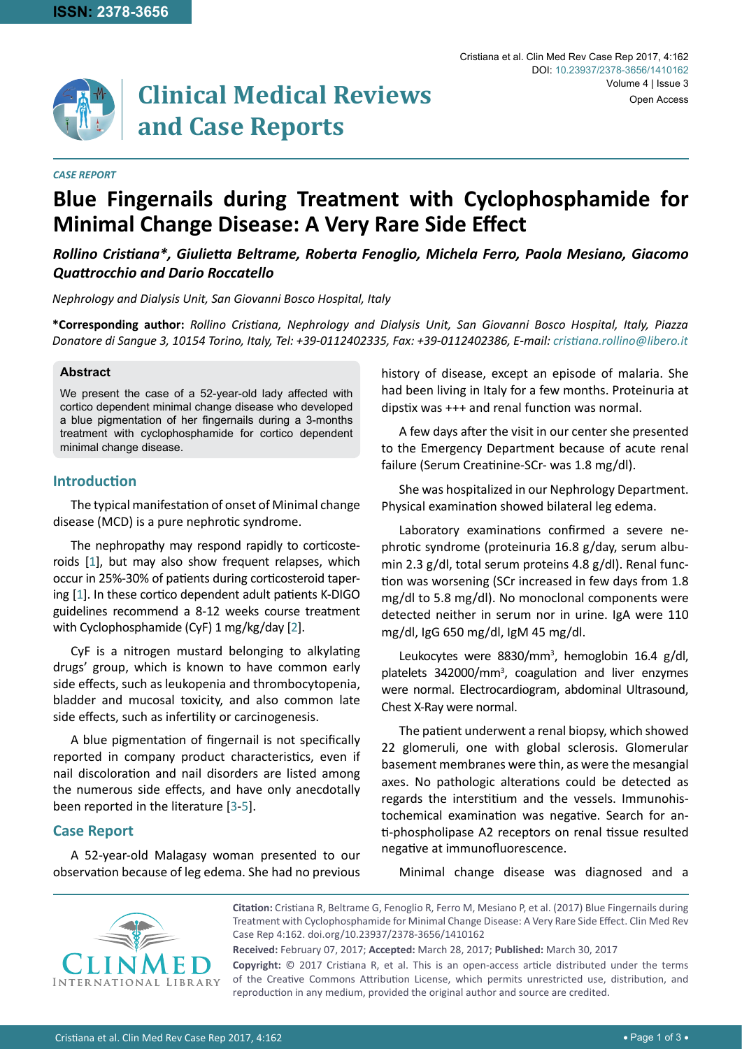*CASE REPORT*

# Blue Fingernails during Treatment with Cyclophosphamide for Minimal Change Disease: A Very Rare Side Effect

***Rollino Cristiana\*, Giulietta Beltrame, Roberta Fenoglio, Michela Ferro, Paola Mesiano, Giacomo Quattrocchio and Dario Roccatello***

*Nephrology and Dialysis Unit, San Giovanni Bosco Hospital, Italy*

**\*Corresponding author:** *Rollino Cristiana, Nephrology and Dialysis Unit, San Giovanni Bosco Hospital, Italy, Piazza Donatore di Sangue 3, 10154 Torino, Italy, Tel: +39-0112402335, Fax: +39-0112402386, E-mail: cristiana.rollino@libero.it*

### Abstract

We present the case of a 52-year-old lady affected with cortico dependent minimal change disease who developed a blue pigmentation of her fingernails during a 3-months treatment with cyclophosphamide for cortico dependent minimal change disease.

## Introduction

The typical manifestation of onset of Minimal change disease (MCD) is a pure nephrotic syndrome.

The nephropathy may respond rapidly to corticosteroids [1], but may also show frequent relapses, which occur in 25%-30% of patients during corticosteroid tapering [1]. In these cortico dependent adult patients K-DIGO guidelines recommend a 8-12 weeks course treatment with Cyclophosphamide (CyF) 1 mg/kg/day [2].

CyF is a nitrogen mustard belonging to alkylating drugs' group, which is known to have common early side effects, such as leukopenia and thrombocytopenia, bladder and mucosal toxicity, and also common late side effects, such as infertility or carcinogenesis.

A blue pigmentation of fingernail is not specifically reported in company product characteristics, even if nail discoloration and nail disorders are listed among the numerous side effects, and have only anecdotally been reported in the literature [3-5].

## Case Report

A 52-year-old Malagasy woman presented to our observation because of leg edema. She had no previous history of disease, except an episode of malaria. She had been living in Italy for a few months. Proteinuria at dipstix was +++ and renal function was normal.

A few days after the visit in our center she presented to the Emergency Department because of acute renal failure (Serum Creatinine-SCr- was 1.8 mg/dl).

She was hospitalized in our Nephrology Department. Physical examination showed bilateral leg edema.

Laboratory examinations confirmed a severe nephrotic syndrome (proteinuria 16.8 g/day, serum albumin 2.3 g/dl, total serum proteins 4.8 g/dl). Renal function was worsening (SCr increased in few days from 1.8 mg/dl to 5.8 mg/dl). No monoclonal components were detected neither in serum nor in urine. IgA were 110 mg/dl, IgG 650 mg/dl, IgM 45 mg/dl.

Leukocytes were 8830/mm$^3$, hemoglobin 16.4 g/dl, platelets 342000/mm$^3$, coagulation and liver enzymes were normal. Electrocardiogram, abdominal Ultrasound, Chest X-Ray were normal.

The patient underwent a renal biopsy, which showed 22 glomeruli, one with global sclerosis. Glomerular basement membranes were thin, as were the mesangial axes. No pathologic alterations could be detected as regards the interstitium and the vessels. Immunohistochemical examination was negative. Search for anti-phospholipase A2 receptors on renal tissue resulted negative at immunofluorescence.

Minimal change disease was diagnosed and a

**Citation:** Cristiana R, Beltrame G, Fenoglio R, Ferro M, Mesiano P, et al. (2017) Blue Fingernails during Treatment with Cyclophosphamide for Minimal Change Disease: A Very Rare Side Effect. Clin Med Rev Case Rep 4:162. doi.org/10.23937/2378-3656/1410162

**Received:** February 07, 2017; **Accepted:** March 28, 2017; **Published:** March 30, 2017

**Copyright:** © 2017 Cristiana R, et al. This is an open-access article distributed under the terms of the Creative Commons Attribution License, which permits unrestricted use, distribution, and reproduction in any medium, provided the original author and source are credited.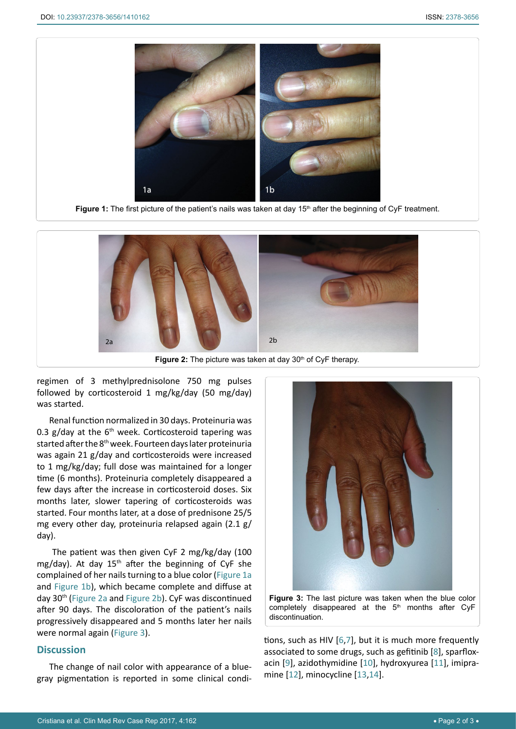Figure 1: The first picture of the patient's nails was taken at day 15th after the beginning of CyF treatment.

Figure 2: The picture was taken at day 30th of CyF therapy.

regimen of 3 methylprednisolone 750 mg pulses followed by corticosteroid 1 mg/kg/day (50 mg/day) was started.

Renal function normalized in 30 days. Proteinuria was 0.3 g/day at the 6th week. Corticosteroid tapering was started after the 8th week. Fourteen days later proteinuria was again 21 g/day and corticosteroids were increased to 1 mg/kg/day; full dose was maintained for a longer time (6 months). Proteinuria completely disappeared a few days after the increase in corticosteroid doses. Six months later, slower tapering of corticosteroids was started. Four months later, at a dose of prednisone 25/5 mg every other day, proteinuria relapsed again (2.1 g/day).

The patient was then given CyF 2 mg/kg/day (100 mg/day). At day 15th after the beginning of CyF she complained of her nails turning to a blue color (Figure 1a and Figure 1b), which became complete and diffuse at day 30th (Figure 2a and Figure 2b). CyF was discontinued after 90 days. The discoloration of the patient's nails progressively disappeared and 5 months later her nails were normal again (Figure 3).

Figure 3: The last picture was taken when the blue color completely disappeared at the 5th months after CyF discontinuation.

## Discussion

The change of nail color with appearance of a blue-gray pigmentation is reported in some clinical conditions, such as HIV [6,7], but it is much more frequently associated to some drugs, such as gefitinib [8], sparfloxacin [9], azidothymidine [10], hydroxyurea [11], imipramine [12], minocycline [13,14].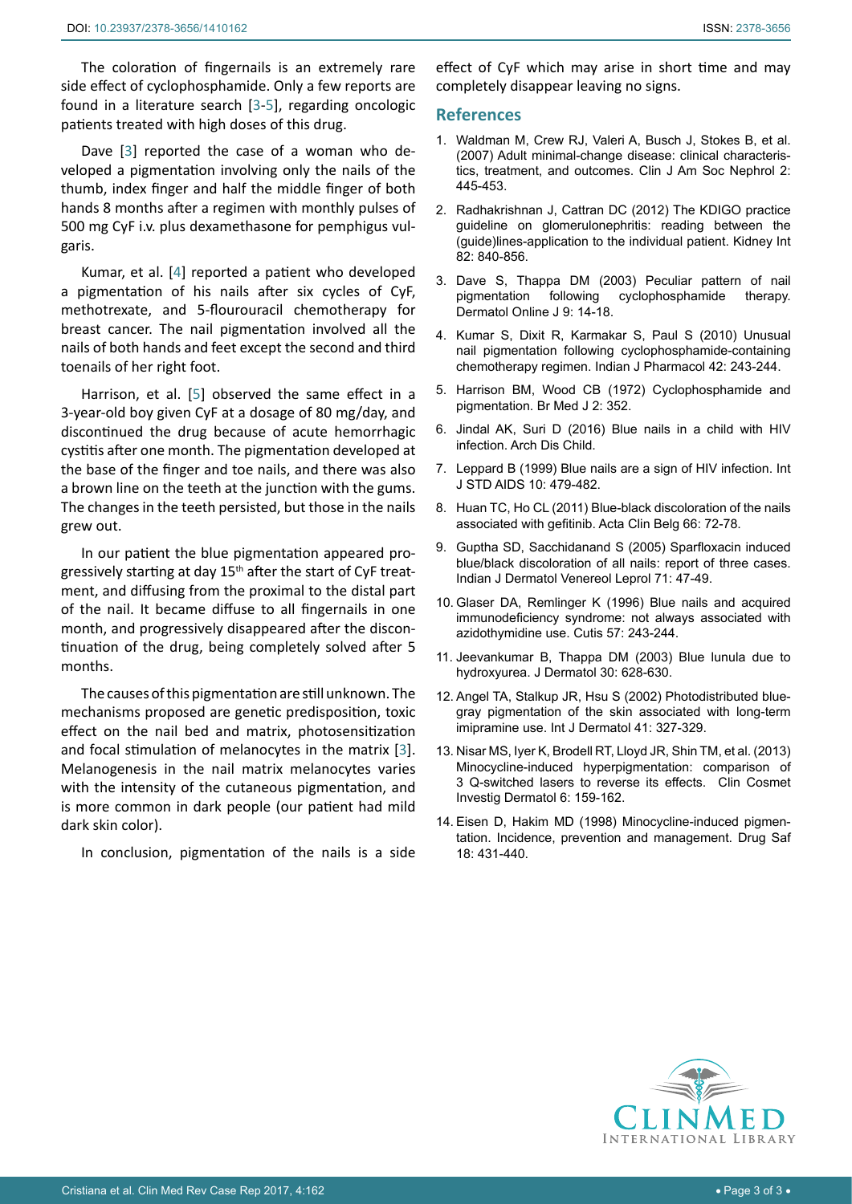The coloration of fingernails is an extremely rare side effect of cyclophosphamide. Only a few reports are found in a literature search [3-5], regarding oncologic patients treated with high doses of this drug.

Dave [3] reported the case of a woman who developed a pigmentation involving only the nails of the thumb, index finger and half the middle finger of both hands 8 months after a regimen with monthly pulses of 500 mg CyF i.v. plus dexamethasone for pemphigus vulgaris.

Kumar, et al. [4] reported a patient who developed a pigmentation of his nails after six cycles of CyF, methotrexate, and 5-flourouracil chemotherapy for breast cancer. The nail pigmentation involved all the nails of both hands and feet except the second and third toenails of her right foot.

Harrison, et al. [5] observed the same effect in a 3-year-old boy given CyF at a dosage of 80 mg/day, and discontinued the drug because of acute hemorrhagic cystitis after one month. The pigmentation developed at the base of the finger and toe nails, and there was also a brown line on the teeth at the junction with the gums. The changes in the teeth persisted, but those in the nails grew out.

In our patient the blue pigmentation appeared progressively starting at day 15th after the start of CyF treatment, and diffusing from the proximal to the distal part of the nail. It became diffuse to all fingernails in one month, and progressively disappeared after the discontinuation of the drug, being completely solved after 5 months.

The causes of this pigmentation are still unknown. The mechanisms proposed are genetic predisposition, toxic effect on the nail bed and matrix, photosensitization and focal stimulation of melanocytes in the matrix [3]. Melanogenesis in the nail matrix melanocytes varies with the intensity of the cutaneous pigmentation, and is more common in dark people (our patient had mild dark skin color).

In conclusion, pigmentation of the nails is a side effect of CyF which may arise in short time and may completely disappear leaving no signs.

## References

1. Waldman M, Crew RJ, Valeri A, Busch J, Stokes B, et al. (2007) Adult minimal-change disease: clinical characteristics, treatment, and outcomes. Clin J Am Soc Nephrol 2: 445-453.
2. Radhakrishnan J, Cattran DC (2012) The KDIGO practice guideline on glomerulonephritis: reading between the (guide)lines-application to the individual patient. Kidney Int 82: 840-856.
3. Dave S, Thappa DM (2003) Peculiar pattern of nail pigmentation following cyclophosphamide therapy. Dermatol Online J 9: 14-18.
4. Kumar S, Dixit R, Karmakar S, Paul S (2010) Unusual nail pigmentation following cyclophosphamide-containing chemotherapy regimen. Indian J Pharmacol 42: 243-244.
5. Harrison BM, Wood CB (1972) Cyclophosphamide and pigmentation. Br Med J 2: 352.
6. Jindal AK, Suri D (2016) Blue nails in a child with HIV infection. Arch Dis Child.
7. Leppard B (1999) Blue nails are a sign of HIV infection. Int J STD AIDS 10: 479-482.
8. Huan TC, Ho CL (2011) Blue-black discoloration of the nails associated with gefitinib. Acta Clin Belg 66: 72-78.
9. Guptha SD, Sacchidanand S (2005) Sparfloxacin induced blue/black discoloration of all nails: report of three cases. Indian J Dermatol Venereol Leprol 71: 47-49.
10. Glaser DA, Remlinger K (1996) Blue nails and acquired immunodeficiency syndrome: not always associated with azidothymidine use. Cutis 57: 243-244.
11. Jeevankumar B, Thappa DM (2003) Blue lunula due to hydroxyurea. J Dermatol 30: 628-630.
12. Angel TA, Stalkup JR, Hsu S (2002) Photodistributed blue-gray pigmentation of the skin associated with long-term imipramine use. Int J Dermatol 41: 327-329.
13. Nisar MS, Iyer K, Brodell RT, Lloyd JR, Shin TM, et al. (2013) Minocycline-induced hyperpigmentation: comparison of 3 Q-switched lasers to reverse its effects. Clin Cosmet Investig Dermatol 6: 159-162.
14. Eisen D, Hakim MD (1998) Minocycline-induced pigmentation. Incidence, prevention and management. Drug Saf 18: 431-440.